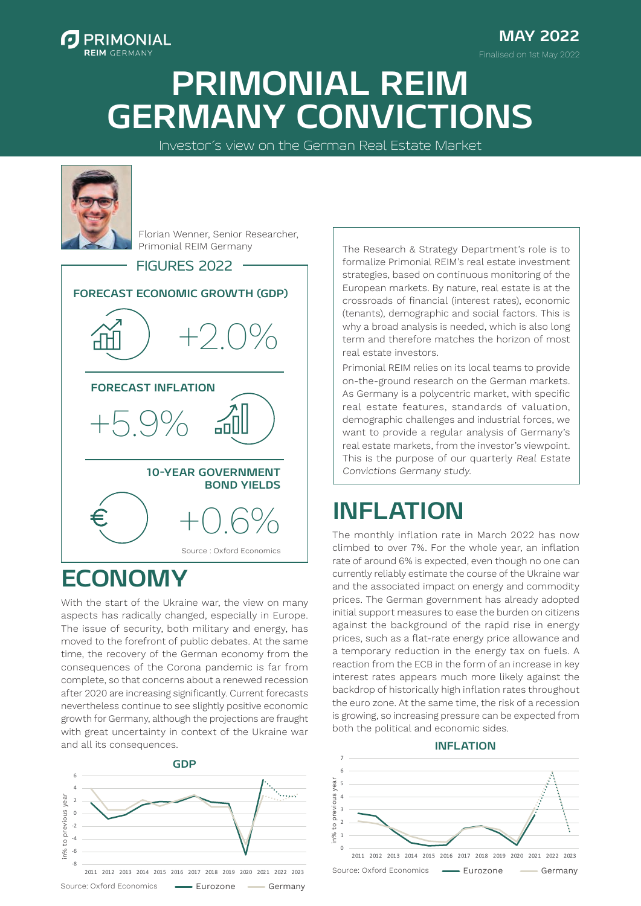PRIMONIAL REIM GERMANY

**MAY 2022**

Finalised on 1st May 2022

# PRIMONIAL REIM GERMANY CONVICTIONS

Investor´s view on the German Real Estate Market

Florian Wenner, Senior Researcher, Primonial REIM Germany

## FIGURES 2022

**FORECAST ECONOMIC GROWTH (GDP)**

+2.0%

**FORECAST INFLATION**

+5.9%

**10-YEAR GOVERNMENT BOND YIELDS**

+0.6%

Source : Oxford Economics

The Research & Strategy Department's role is to formalize Primonial REIM's real estate investment strategies, based on continuous monitoring of the European markets. By nature, real estate is at the crossroads of financial (interest rates), economic (tenants), demographic and social factors. This is why a broad analysis is needed, which is also long term and therefore matches the horizon of most real estate investors.

Primonial REIM relies on its local teams to provide on-the-ground research on the German markets. As Germany is a polycentric market, with specific real estate features, standards of valuation, demographic challenges and industrial forces, we want to provide a regular analysis of Germany's real estate markets, from the investor's viewpoint. This is the purpose of our quarterly *Real Estate Convictions Germany study.*

# ECONOMY

With the start of the Ukraine war, the view on many aspects has radically changed, especially in Europe. The issue of security, both military and energy, has moved to the forefront of public debates. At the same time, the recovery of the German economy from the consequences of the Corona pandemic is far from complete, so that concerns about a renewed recession after 2020 are increasing significantly. Current forecasts nevertheless continue to see slightly positive economic growth for Germany, although the projections are fraught with great uncertainty in context of the Ukraine war and all its consequences.

**GDP**

Source: Oxford Economics — Eurozone — Germany

# INFLATION

The monthly inflation rate in March 2022 has now climbed to over 7%. For the whole year, an inflation rate of around 6% is expected, even though no one can currently reliably estimate the course of the Ukraine war and the associated impact on energy and commodity prices. The German government has already adopted initial support measures to ease the burden on citizens against the background of the rapid rise in energy prices, such as a flat-rate energy price allowance and a temporary reduction in the energy tax on fuels. A reaction from the ECB in the form of an increase in key interest rates appears much more likely against the backdrop of historically high inflation rates throughout the euro zone. At the same time, the risk of a recession is growing, so increasing pressure can be expected from both the political and economic sides.

**INFLATION**

Source: Oxford Economics — Eurozone — Germany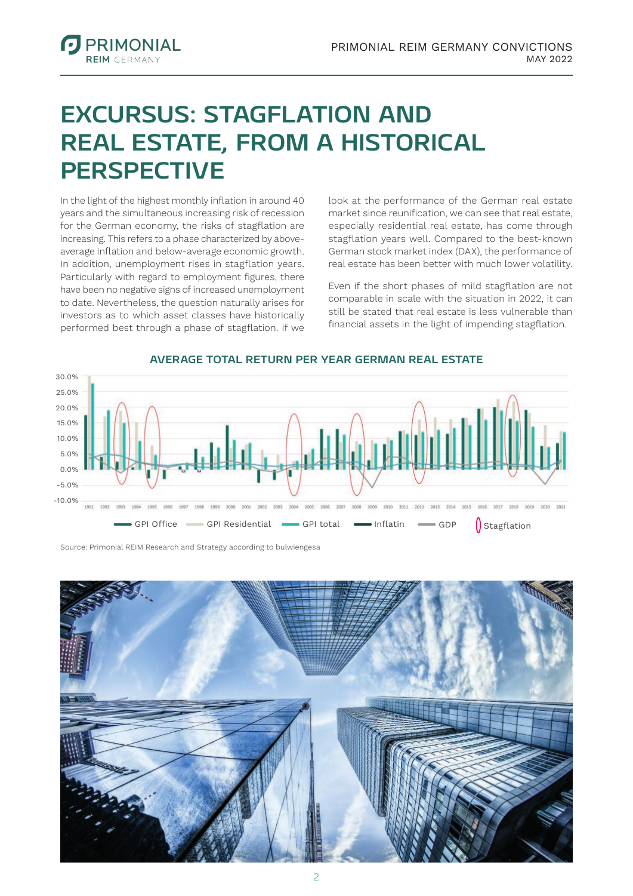# EXCURSUS: STAGFLATION AND REAL ESTATE, FROM A HISTORICAL PERSPECTIVE

In the light of the highest monthly inflation in around 40 years and the simultaneous increasing risk of recession for the German economy, the risks of stagflation are increasing. This refers to a phase characterized by above-average inflation and below-average economic growth. In addition, unemployment rises in stagflation years. Particularly with regard to employment figures, there have been no negative signs of increased unemployment to date. Nevertheless, the question naturally arises for investors as to which asset classes have historically performed best through a phase of stagflation. If we look at the performance of the German real estate market since reunification, we can see that real estate, especially residential real estate, has come through stagflation years well. Compared to the best-known German stock market index (DAX), the performance of real estate has been better with much lower volatility.

Even if the short phases of mild stagflation are not comparable in scale with the situation in 2022, it can still be stated that real estate is less vulnerable than financial assets in the light of impending stagflation.

**AVERAGE TOTAL RETURN PER YEAR GERMAN REAL ESTATE**

Source: Primonial REIM Research and Strategy according to bulwiengesa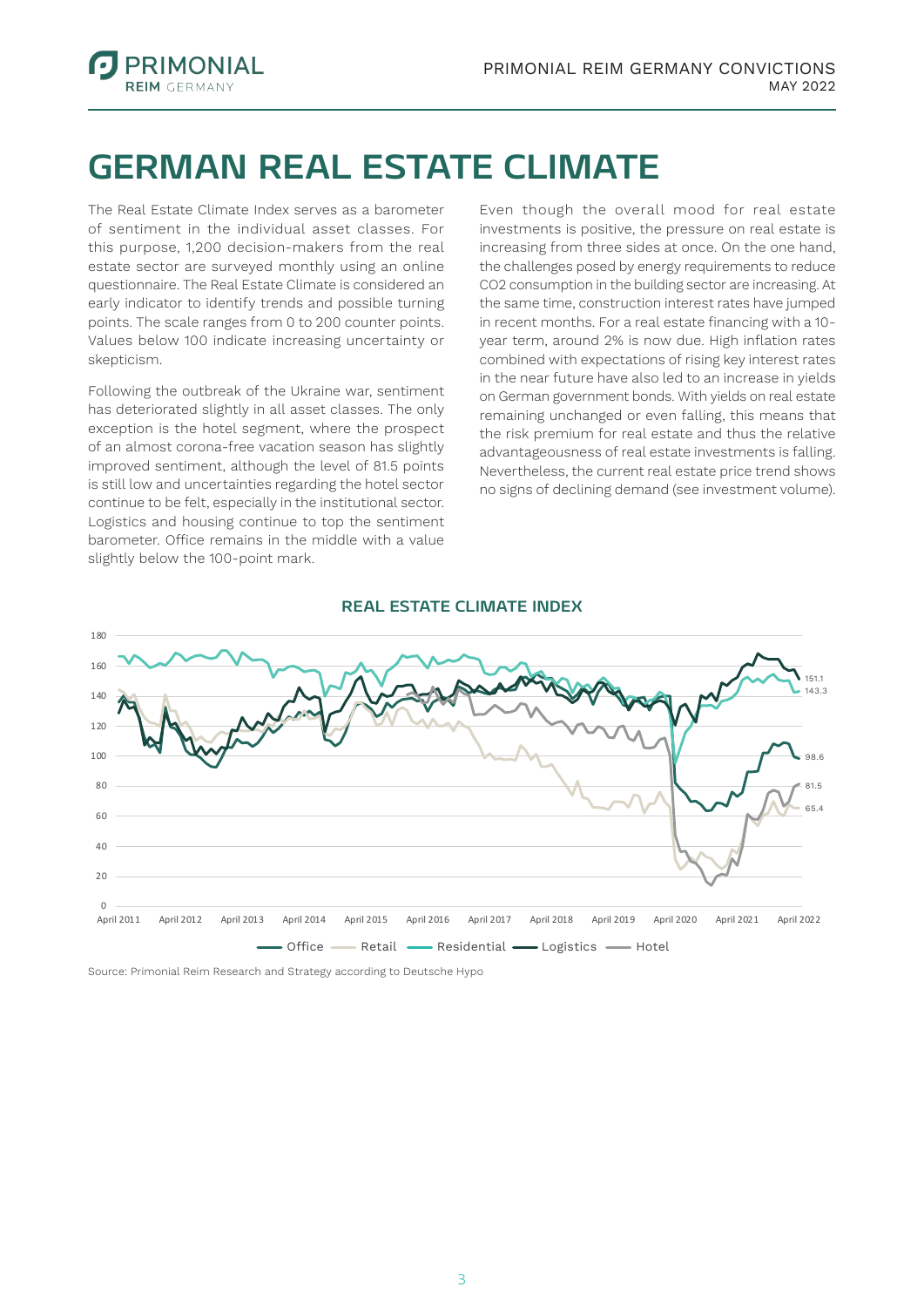# GERMAN REAL ESTATE CLIMATE

The Real Estate Climate Index serves as a barometer of sentiment in the individual asset classes. For this purpose, 1,200 decision-makers from the real estate sector are surveyed monthly using an online questionnaire. The Real Estate Climate is considered an early indicator to identify trends and possible turning points. The scale ranges from 0 to 200 counter points. Values below 100 indicate increasing uncertainty or skepticism.

Following the outbreak of the Ukraine war, sentiment has deteriorated slightly in all asset classes. The only exception is the hotel segment, where the prospect of an almost corona-free vacation season has slightly improved sentiment, although the level of 81.5 points is still low and uncertainties regarding the hotel sector continue to be felt, especially in the institutional sector. Logistics and housing continue to top the sentiment barometer. Office remains in the middle with a value slightly below the 100-point mark.

Even though the overall mood for real estate investments is positive, the pressure on real estate is increasing from three sides at once. On the one hand, the challenges posed by energy requirements to reduce CO2 consumption in the building sector are increasing. At the same time, construction interest rates have jumped in recent months. For a real estate financing with a 10-year term, around 2% is now due. High inflation rates combined with expectations of rising key interest rates in the near future have also led to an increase in yields on German government bonds. With yields on real estate remaining unchanged or even falling, this means that the risk premium for real estate and thus the relative advantageousness of real estate investments is falling. Nevertheless, the current real estate price trend shows no signs of declining demand (see investment volume).

**REAL ESTATE CLIMATE INDEX**

Source: Primonial Reim Research and Strategy according to Deutsche Hypo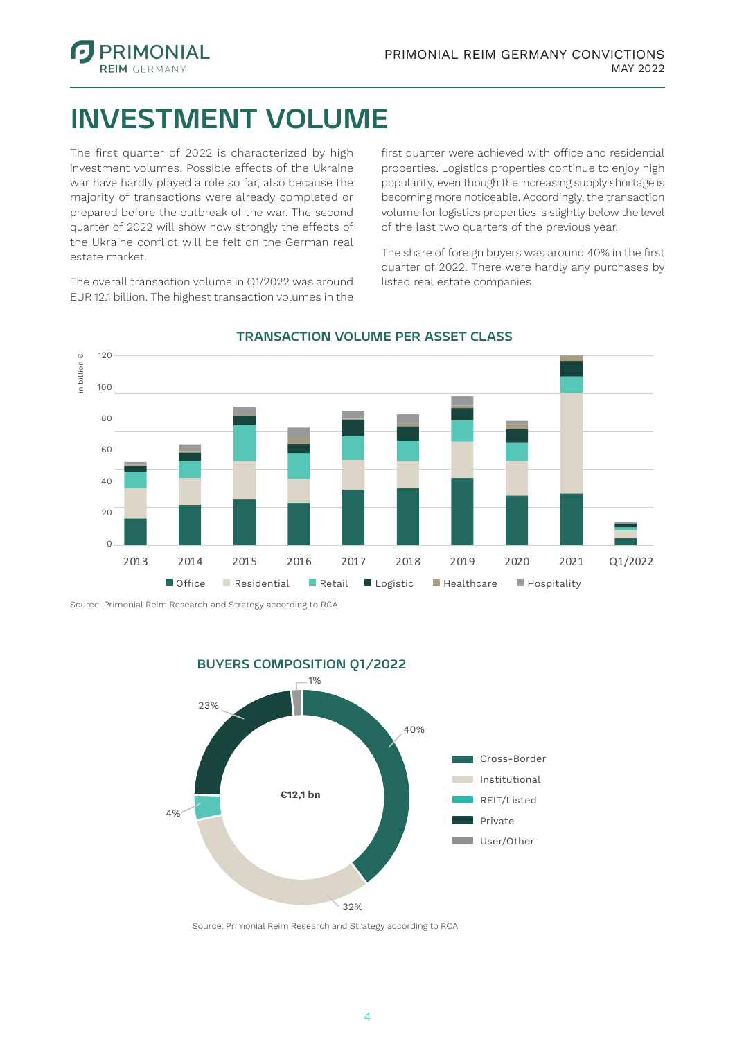# INVESTMENT VOLUME

The first quarter of 2022 is characterized by high investment volumes. Possible effects of the Ukraine war have hardly played a role so far, also because the majority of transactions were already completed or prepared before the outbreak of the war. The second quarter of 2022 will show how strongly the effects of the Ukraine conflict will be felt on the German real estate market.

The overall transaction volume in Q1/2022 was around EUR 12.1 billion. The highest transaction volumes in the first quarter were achieved with office and residential properties. Logistics properties continue to enjoy high popularity, even though the increasing supply shortage is becoming more noticeable. Accordingly, the transaction volume for logistics properties is slightly below the level of the last two quarters of the previous year.

The share of foreign buyers was around 40% in the first quarter of 2022. There were hardly any purchases by listed real estate companies.

**TRANSACTION VOLUME PER ASSET CLASS**

Source: Primonial Reim Research and Strategy according to RCA

**BUYERS COMPOSITION Q1/2022**

Source: Primonial Reim Research and Strategy according to RCA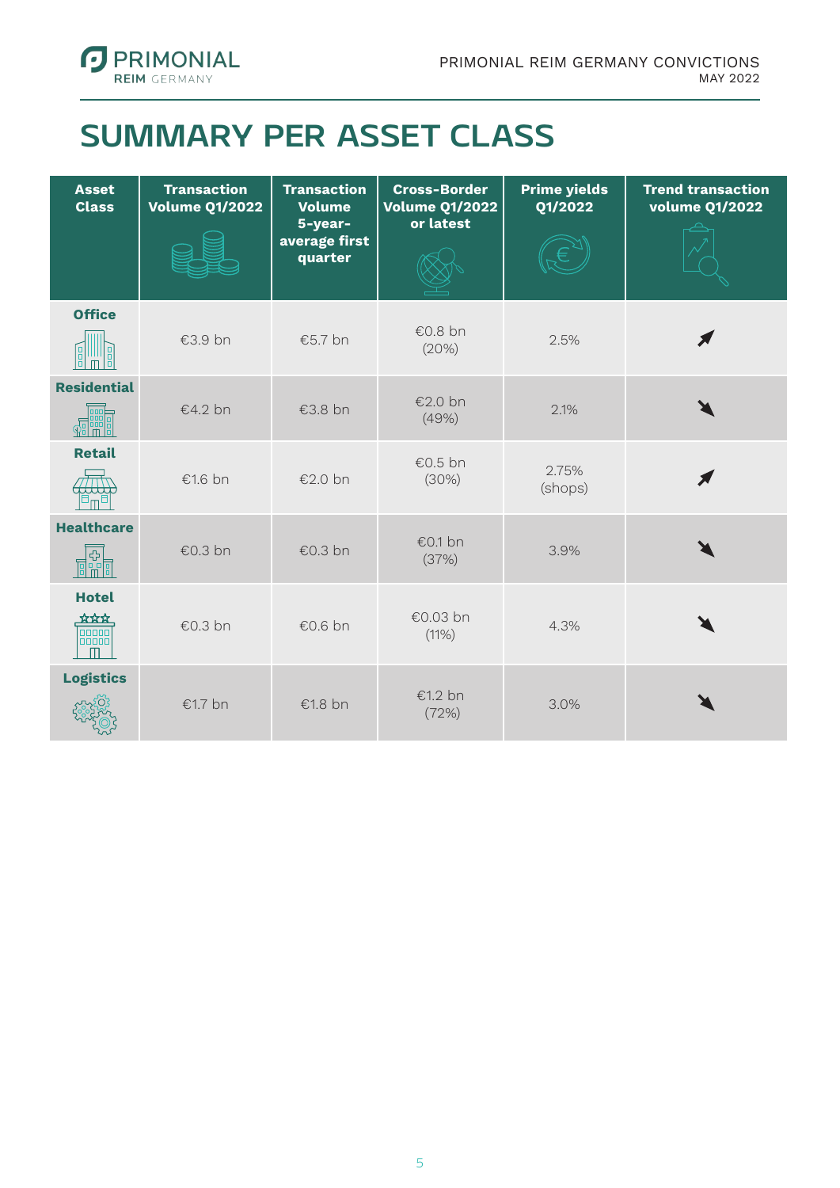# SUMMARY PER ASSET CLASS

| Asset Class | Transaction Volume Q1/2022 | Transaction Volume 5-year-average first quarter | Cross-Border Volume Q1/2022 or latest | Prime yields Q1/2022 | Trend transaction volume Q1/2022 |
|---|---|---|---|---|---|
| Office | €3.9 bn | €5.7 bn | €0.8 bn (20%) | 2.5% | ↗ |
| Residential | €4.2 bn | €3.8 bn | €2.0 bn (49%) | 2.1% | ↘ |
| Retail | €1.6 bn | €2.0 bn | €0.5 bn (30%) | 2.75% (shops) | ↗ |
| Healthcare | €0.3 bn | €0.3 bn | €0.1 bn (37%) | 3.9% | ↘ |
| Hotel | €0.3 bn | €0.6 bn | €0.03 bn (11%) | 4.3% | ↘ |
| Logistics | €1.7 bn | €1.8 bn | €1.2 bn (72%) | 3.0% | ↘ |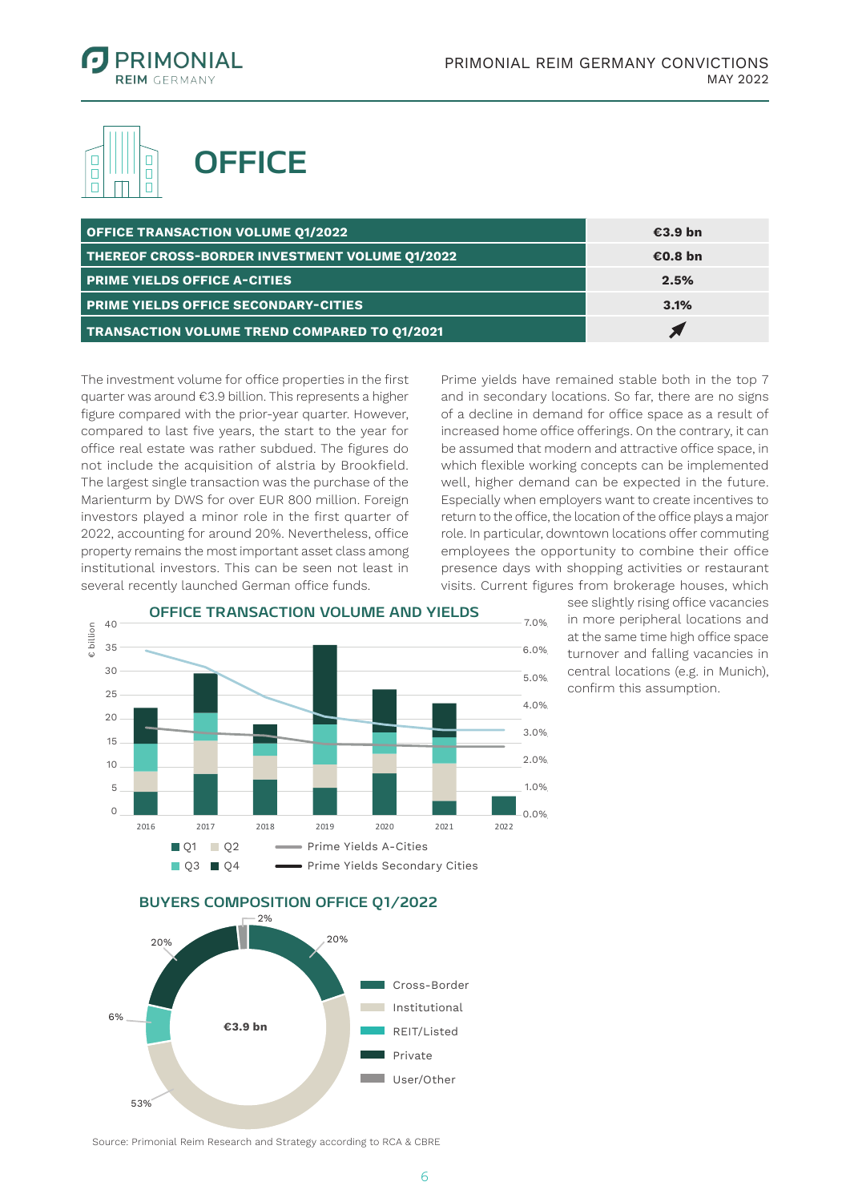# OFFICE

| | |
|---|---|
| **OFFICE TRANSACTION VOLUME Q1/2022** | **€3.9 bn** |
| **THEREOF CROSS-BORDER INVESTMENT VOLUME Q1/2022** | **€0.8 bn** |
| **PRIME YIELDS OFFICE A-CITIES** | **2.5%** |
| **PRIME YIELDS OFFICE SECONDARY-CITIES** | **3.1%** |
| **TRANSACTION VOLUME TREND COMPARED TO Q1/2021** | ↗ |

The investment volume for office properties in the first quarter was around €3.9 billion. This represents a higher figure compared with the prior-year quarter. However, compared to last five years, the start to the year for office real estate was rather subdued. The figures do not include the acquisition of alstria by Brookfield. The largest single transaction was the purchase of the Marienturm by DWS for over EUR 800 million. Foreign investors played a minor role in the first quarter of 2022, accounting for around 20%. Nevertheless, office property remains the most important asset class among institutional investors. This can be seen not least in several recently launched German office funds.

Prime yields have remained stable both in the top 7 and in secondary locations. So far, there are no signs of a decline in demand for office space as a result of increased home office offerings. On the contrary, it can be assumed that modern and attractive office space, in which flexible working concepts can be implemented well, higher demand can be expected in the future. Especially when employers want to create incentives to return to the office, the location of the office plays a major role. In particular, downtown locations offer commuting employees the opportunity to combine their office presence days with shopping activities or restaurant visits. Current figures from brokerage houses, which see slightly rising office vacancies in more peripheral locations and at the same time high office space turnover and falling vacancies in central locations (e.g. in Munich), confirm this assumption.

## OFFICE TRANSACTION VOLUME AND YIELDS

## BUYERS COMPOSITION OFFICE Q1/2022

Source: Primonial Reim Research and Strategy according to RCA & CBRE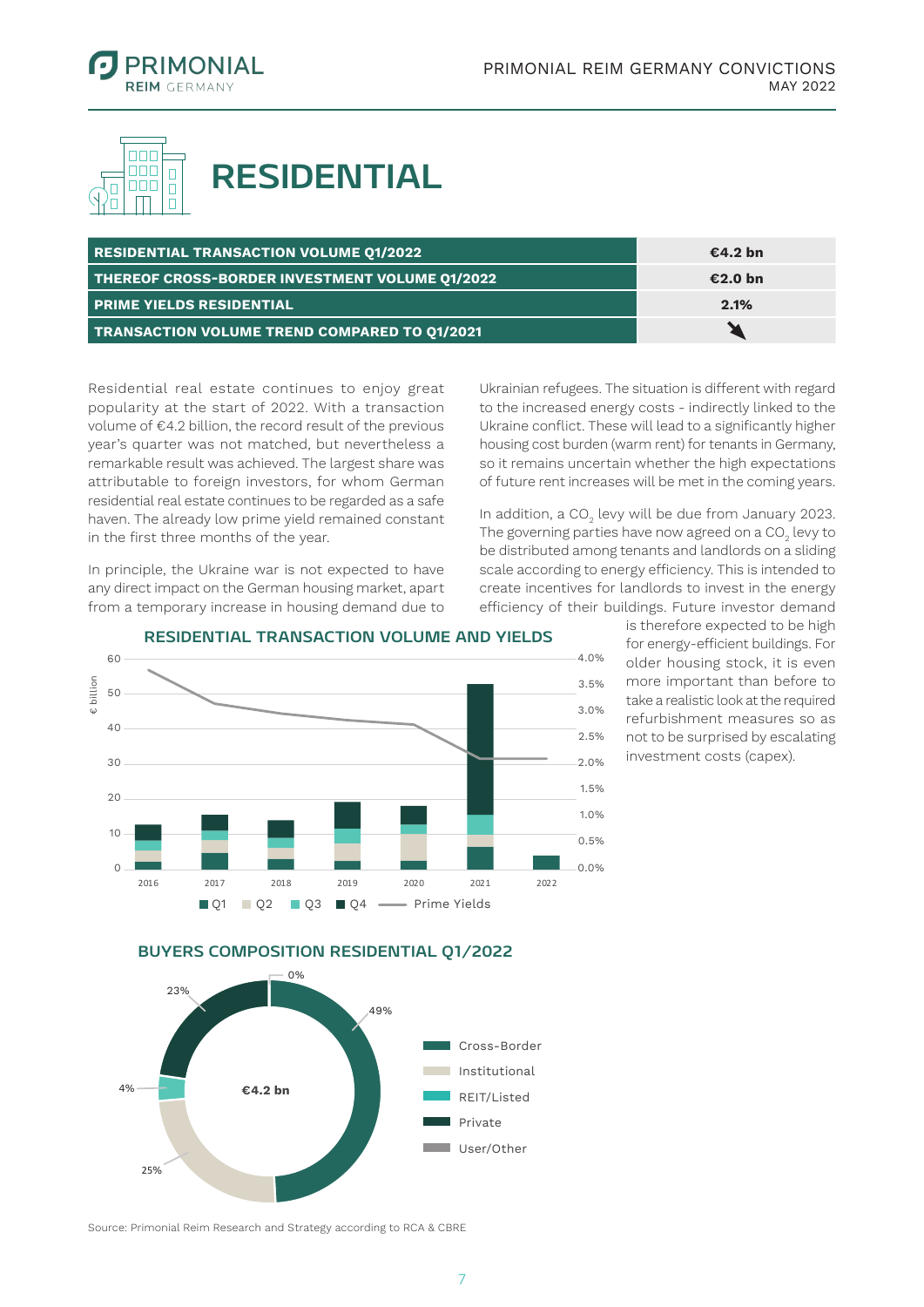# RESIDENTIAL

| | |
|---|---|
| **RESIDENTIAL TRANSACTION VOLUME Q1/2022** | **€4.2 bn** |
| **THEREOF CROSS-BORDER INVESTMENT VOLUME Q1/2022** | **€2.0 bn** |
| **PRIME YIELDS RESIDENTIAL** | **2.1%** |
| **TRANSACTION VOLUME TREND COMPARED TO Q1/2021** | ↘ |

Residential real estate continues to enjoy great popularity at the start of 2022. With a transaction volume of €4.2 billion, the record result of the previous year's quarter was not matched, but nevertheless a remarkable result was achieved. The largest share was attributable to foreign investors, for whom German residential real estate continues to be regarded as a safe haven. The already low prime yield remained constant in the first three months of the year.

In principle, the Ukraine war is not expected to have any direct impact on the German housing market, apart from a temporary increase in housing demand due to Ukrainian refugees. The situation is different with regard to the increased energy costs - indirectly linked to the Ukraine conflict. These will lead to a significantly higher housing cost burden (warm rent) for tenants in Germany, so it remains uncertain whether the high expectations of future rent increases will be met in the coming years.

In addition, a $CO_2$ levy will be due from January 2023. The governing parties have now agreed on a $CO_2$ levy to be distributed among tenants and landlords on a sliding scale according to energy efficiency. This is intended to create incentives for landlords to invest in the energy efficiency of their buildings. Future investor demand is therefore expected to be high for energy-efficient buildings. For older housing stock, it is even more important than before to take a realistic look at the required refurbishment measures so as not to be surprised by escalating investment costs (capex).

## RESIDENTIAL TRANSACTION VOLUME AND YIELDS

## BUYERS COMPOSITION RESIDENTIAL Q1/2022

Source: Primonial Reim Research and Strategy according to RCA & CBRE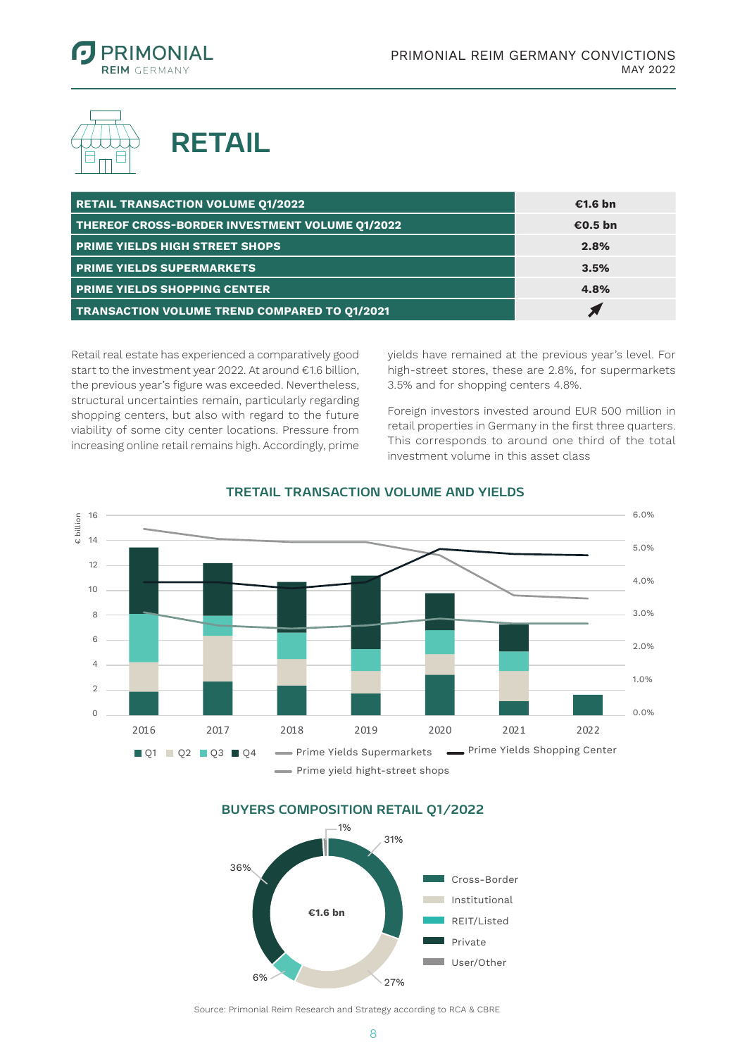# RETAIL

| | |
|---|---|
| RETAIL TRANSACTION VOLUME Q1/2022 | €1.6 bn |
| THEREOF CROSS-BORDER INVESTMENT VOLUME Q1/2022 | €0.5 bn |
| PRIME YIELDS HIGH STREET SHOPS | 2.8% |
| PRIME YIELDS SUPERMARKETS | 3.5% |
| PRIME YIELDS SHOPPING CENTER | 4.8% |
| TRANSACTION VOLUME TREND COMPARED TO Q1/2021 | ↗ |

Retail real estate has experienced a comparatively good start to the investment year 2022. At around €1.6 billion, the previous year's figure was exceeded. Nevertheless, structural uncertainties remain, particularly regarding shopping centers, but also with regard to the future viability of some city center locations. Pressure from increasing online retail remains high. Accordingly, prime yields have remained at the previous year's level. For high-street stores, these are 2.8%, for supermarkets 3.5% and for shopping centers 4.8%.

Foreign investors invested around EUR 500 million in retail properties in Germany in the first three quarters. This corresponds to around one third of the total investment volume in this asset class

## TRETAIL TRANSACTION VOLUME AND YIELDS

€ billion: 0, 2, 4, 6, 8, 10, 12, 14, 16 — 0.0%, 1.0%, 2.0%, 3.0%, 4.0%, 5.0%, 6.0%

2016 2017 2018 2019 2020 2021 2022

Q1 Q2 Q3 Q4 — Prime Yields Supermarkets — Prime Yields Shopping Center — Prime yield hight-street shops

## BUYERS COMPOSITION RETAIL Q1/2022

€1.6 bn

- Cross-Border: 31%
- Institutional: 27%
- REIT/Listed: 6%
- Private: 36%
- User/Other: 1%

Source: Primonial Reim Research and Strategy according to RCA & CBRE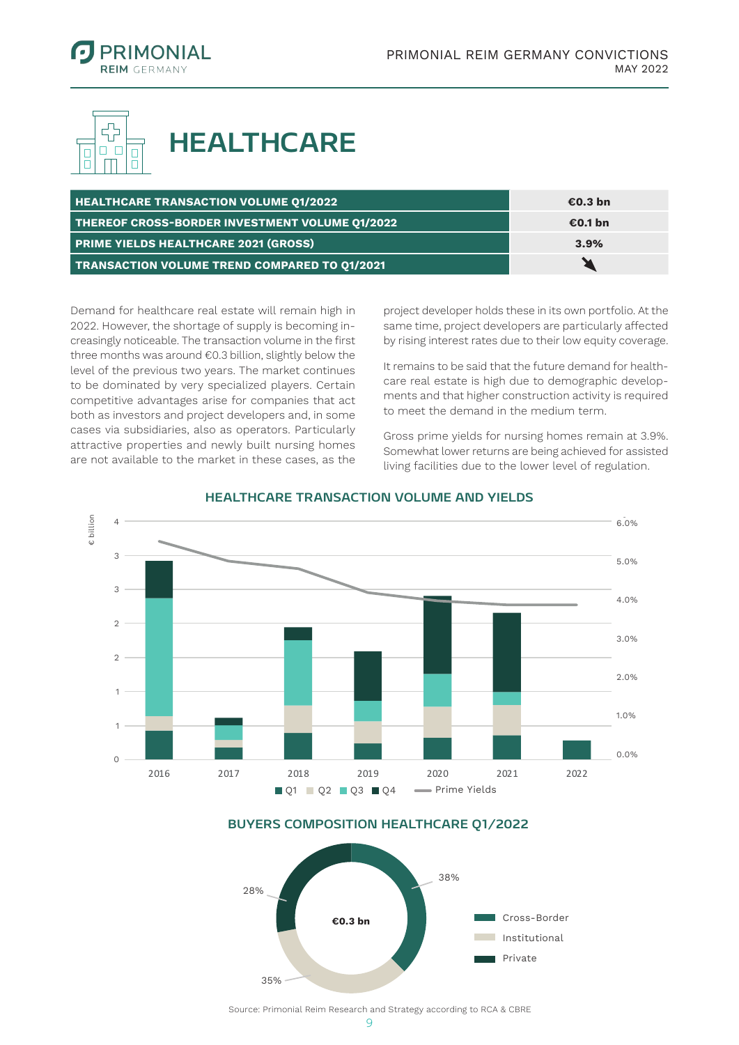# HEALTHCARE

| HEALTHCARE TRANSACTION VOLUME Q1/2022 | €0.3 bn |
|---|---|
| THEREOF CROSS-BORDER INVESTMENT VOLUME Q1/2022 | €0.1 bn |
| PRIME YIELDS HEALTHCARE 2021 (GROSS) | 3.9% |
| TRANSACTION VOLUME TREND COMPARED TO Q1/2021 | ↘ |

Demand for healthcare real estate will remain high in 2022. However, the shortage of supply is becoming increasingly noticeable. The transaction volume in the first three months was around €0.3 billion, slightly below the level of the previous two years. The market continues to be dominated by very specialized players. Certain competitive advantages arise for companies that act both as investors and project developers and, in some cases via subsidiaries, also as operators. Particularly attractive properties and newly built nursing homes are not available to the market in these cases, as the project developer holds these in its own portfolio. At the same time, project developers are particularly affected by rising interest rates due to their low equity coverage.

It remains to be said that the future demand for healthcare real estate is high due to demographic developments and that higher construction activity is required to meet the demand in the medium term.

Gross prime yields for nursing homes remain at 3.9%. Somewhat lower returns are being achieved for assisted living facilities due to the lower level of regulation.

## HEALTHCARE TRANSACTION VOLUME AND YIELDS

## BUYERS COMPOSITION HEALTHCARE Q1/2022

Source: Primonial Reim Research and Strategy according to RCA & CBRE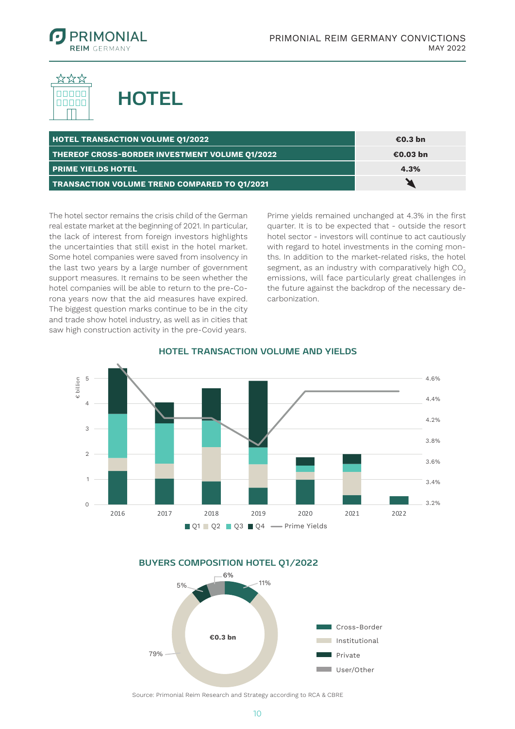# HOTEL

| HOTEL TRANSACTION VOLUME Q1/2022 | €0.3 bn |
|---|---|
| THEREOF CROSS-BORDER INVESTMENT VOLUME Q1/2022 | €0.03 bn |
| PRIME YIELDS HOTEL | 4.3% |
| TRANSACTION VOLUME TREND COMPARED TO Q1/2021 | ↘ |

The hotel sector remains the crisis child of the German real estate market at the beginning of 2021. In particular, the lack of interest from foreign investors highlights the uncertainties that still exist in the hotel market. Some hotel companies were saved from insolvency in the last two years by a large number of government support measures. It remains to be seen whether the hotel companies will be able to return to the pre-Corona years now that the aid measures have expired. The biggest question marks continue to be in the city and trade show hotel industry, as well as in cities that saw high construction activity in the pre-Covid years.

Prime yields remained unchanged at 4.3% in the first quarter. It is to be expected that - outside the resort hotel sector - investors will continue to act cautiously with regard to hotel investments in the coming months. In addition to the market-related risks, the hotel segment, as an industry with comparatively high $CO_2$ emissions, will face particularly great challenges in the future against the backdrop of the necessary decarbonization.

## HOTEL TRANSACTION VOLUME AND YIELDS

## BUYERS COMPOSITION HOTEL Q1/2022

Source: Primonial Reim Research and Strategy according to RCA & CBRE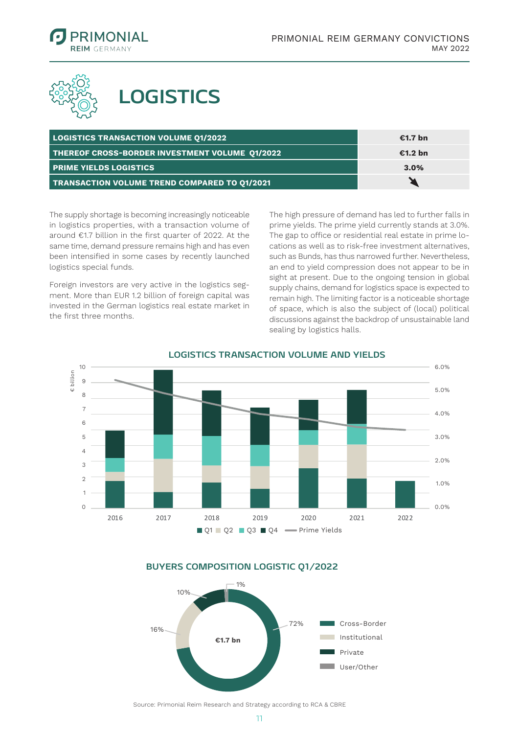# LOGISTICS

| LOGISTICS TRANSACTION VOLUME Q1/2022 | €1.7 bn |
|---|---|
| THEREOF CROSS-BORDER INVESTMENT VOLUME Q1/2022 | €1.2 bn |
| PRIME YIELDS LOGISTICS | 3.0% |
| TRANSACTION VOLUME TREND COMPARED TO Q1/2021 | ↘ |

The supply shortage is becoming increasingly noticeable in logistics properties, with a transaction volume of around €1.7 billion in the first quarter of 2022. At the same time, demand pressure remains high and has even been intensified in some cases by recently launched logistics special funds.

Foreign investors are very active in the logistics segment. More than EUR 1.2 billion of foreign capital was invested in the German logistics real estate market in the first three months.

The high pressure of demand has led to further falls in prime yields. The prime yield currently stands at 3.0%. The gap to office or residential real estate in prime locations as well as to risk-free investment alternatives, such as Bunds, has thus narrowed further. Nevertheless, an end to yield compression does not appear to be in sight at present. Due to the ongoing tension in global supply chains, demand for logistics space is expected to remain high. The limiting factor is a noticeable shortage of space, which is also the subject of (local) political discussions against the backdrop of unsustainable land sealing by logistics halls.

## LOGISTICS TRANSACTION VOLUME AND YIELDS

## BUYERS COMPOSITION LOGISTIC Q1/2022

Source: Primonial Reim Research and Strategy according to RCA & CBRE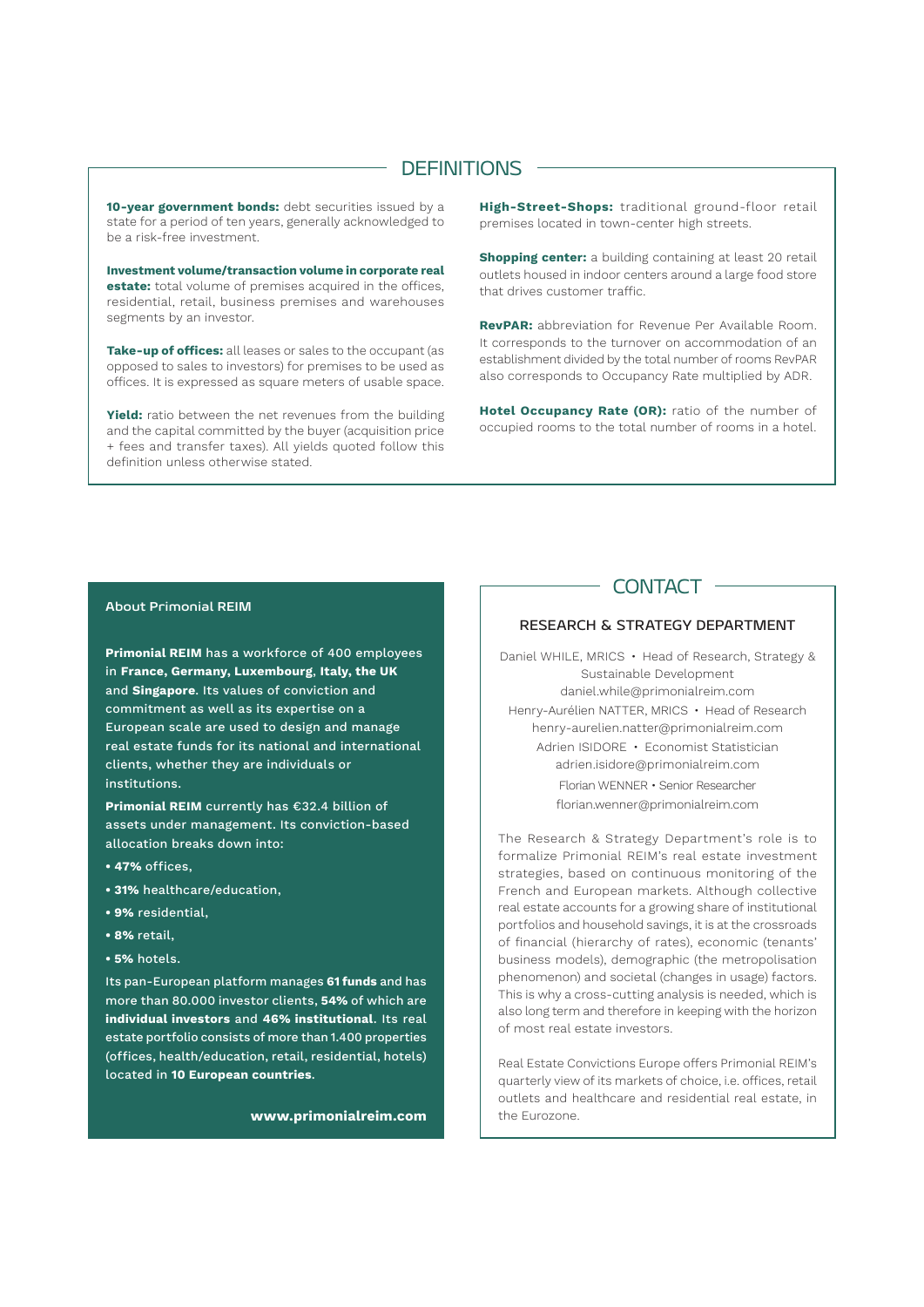## DEFINITIONS

**10-year government bonds:** debt securities issued by a state for a period of ten years, generally acknowledged to be a risk-free investment.

**Investment volume/transaction volume in corporate real estate:** total volume of premises acquired in the offices, residential, retail, business premises and warehouses segments by an investor.

**Take-up of offices:** all leases or sales to the occupant (as opposed to sales to investors) for premises to be used as offices. It is expressed as square meters of usable space.

**Yield:** ratio between the net revenues from the building and the capital committed by the buyer (acquisition price + fees and transfer taxes). All yields quoted follow this definition unless otherwise stated.

**High-Street-Shops:** traditional ground-floor retail premises located in town-center high streets.

**Shopping center:** a building containing at least 20 retail outlets housed in indoor centers around a large food store that drives customer traffic.

**RevPAR:** abbreviation for Revenue Per Available Room. It corresponds to the turnover on accommodation of an establishment divided by the total number of rooms RevPAR also corresponds to Occupancy Rate multiplied by ADR.

**Hotel Occupancy Rate (OR):** ratio of the number of occupied rooms to the total number of rooms in a hotel.

### About Primonial REIM

**Primonial REIM** has a workforce of 400 employees in **France, Germany, Luxembourg**, **Italy, the UK** and **Singapore**. Its values of conviction and commitment as well as its expertise on a European scale are used to design and manage real estate funds for its national and international clients, whether they are individuals or institutions.

**Primonial REIM** currently has €32.4 billion of assets under management. Its conviction-based allocation breaks down into:

- **47%** offices,
- **31%** healthcare/education,
- **9%** residential,
- **8%** retail,
- **5%** hotels.

Its pan-European platform manages **61 funds** and has more than 80.000 investor clients, **54%** of which are **individual investors** and **46% institutional**. Its real estate portfolio consists of more than 1.400 properties (offices, health/education, retail, residential, hotels) located in **10 European countries**.

**www.primonialreim.com**

## CONTACT

### RESEARCH & STRATEGY DEPARTMENT

Daniel WHILE, MRICS • Head of Research, Strategy & Sustainable Development
daniel.while@primonialreim.com

Henry-Aurélien NATTER, MRICS • Head of Research
henry-aurelien.natter@primonialreim.com

Adrien ISIDORE • Economist Statistician
adrien.isidore@primonialreim.com

Florian WENNER • Senior Researcher
florian.wenner@primonialreim.com

The Research & Strategy Department's role is to formalize Primonial REIM's real estate investment strategies, based on continuous monitoring of the French and European markets. Although collective real estate accounts for a growing share of institutional portfolios and household savings, it is at the crossroads of financial (hierarchy of rates), economic (tenants' business models), demographic (the metropolisation phenomenon) and societal (changes in usage) factors. This is why a cross-cutting analysis is needed, which is also long term and therefore in keeping with the horizon of most real estate investors.

Real Estate Convictions Europe offers Primonial REIM's quarterly view of its markets of choice, i.e. offices, retail outlets and healthcare and residential real estate, in the Eurozone.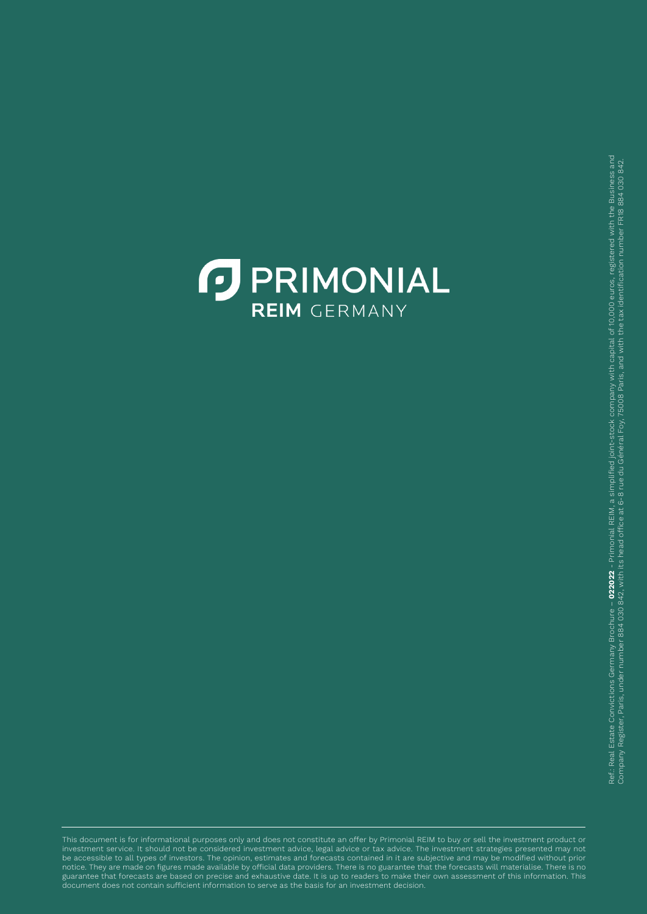PRIMONIAL

REIM GERMANY

Ref.: Real Estate Convictions Germany Brochure – **022022** - Primonial REIM, a simplified joint-stock company with capital of 10,000 euros, registered with the Business and Company Register, Paris, under number 884 030 842, with its head office at 6-8 rue du Général Foy, 75008 Paris, and with the tax identification number FR18 884 030 842.

This document is for informational purposes only and does not constitute an offer by Primonial REIM to buy or sell the investment product or investment service. It should not be considered investment advice, legal advice or tax advice. The investment strategies presented may not be accessible to all types of investors. The opinion, estimates and forecasts contained in it are subjective and may be modified without prior notice. They are made on figures made available by official data providers. There is no guarantee that the forecasts will materialise. There is no guarantee that forecasts are based on precise and exhaustive date. It is up to readers to make their own assessment of this information. This document does not contain sufficient information to serve as the basis for an investment decision.